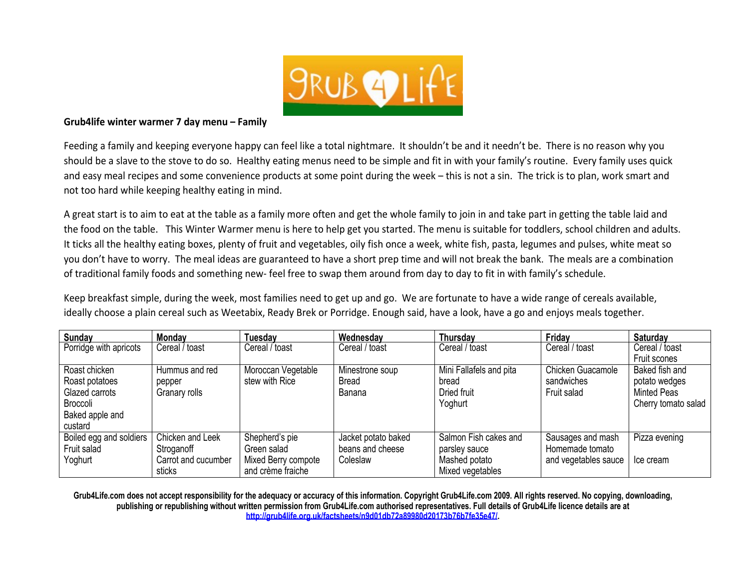**Grub4life winter warmer 7 day menu – Family**

Feeding a family and keeping everyone happy can feel like a total nightmare. It shouldn't be and it needn't be. There is no reason why you should be a slave to the stove to do so. Healthy eating menus need to be simple and fit in with your family's routine. Every family uses quick and easy meal recipes and some convenience products at some point during the week – this is not a sin. The trick is to plan, work smart and not too hard while keeping healthy eating in mind.

A great start is to aim to eat at the table as a family more often and get the whole family to join in and take part in getting the table laid and the food on the table. This Winter Warmer menu is here to help get you started. The menu is suitable for toddlers, school children and adults. It ticks all the healthy eating boxes, plenty of fruit and vegetables, oily fish once a week, white fish, pasta, legumes and pulses, white meat so you don't have to worry. The meal ideas are guaranteed to have a short prep time and will not break the bank. The meals are a combination of traditional family foods and something new- feel free to swap them around from day to day to fit in with family's schedule.

Keep breakfast simple, during the week, most families need to get up and go. We are fortunate to have a wide range of cereals available, ideally choose a plain cereal such as Weetabix, Ready Brek or Porridge. Enough said, have a look, have a go and enjoys meals together.

| Sunday | Monday | Tuesday | Wednesday | Thursday | Friday | Saturday |
|---|---|---|---|---|---|---|
| Porridge with apricots | Cereal / toast | Cereal / toast | Cereal / toast | Cereal / toast | Cereal / toast | Cereal / toast<br>Fruit scones |
| Roast chicken<br>Roast potatoes<br>Glazed carrots<br>Broccoli<br>Baked apple and custard | Hummus and red pepper<br>Granary rolls | Moroccan Vegetable stew with Rice | Minestrone soup<br>Bread<br>Banana | Mini Fallafels and pita bread<br>Dried fruit<br>Yoghurt | Chicken Guacamole sandwiches<br>Fruit salad | Baked fish and potato wedges<br>Minted Peas<br>Cherry tomato salad |
| Boiled egg and soldiers<br>Fruit salad<br>Yoghurt | Chicken and Leek Stroganoff<br>Carrot and cucumber sticks | Shepherd's pie<br>Green salad<br>Mixed Berry compote and crème fraiche | Jacket potato baked beans and cheese<br>Coleslaw | Salmon Fish cakes and parsley sauce<br>Mashed potato<br>Mixed vegetables | Sausages and mash<br>Homemade tomato and vegetables sauce | Pizza evening<br><br>Ice cream |

**Grub4Life.com does not accept responsibility for the adequacy or accuracy of this information. Copyright Grub4Life.com 2009. All rights reserved. No copying, downloading, publishing or republishing without written permission from Grub4Life.com authorised representatives. Full details of Grub4Life licence details are at [http://grub4life.org.uk/factsheets/n9d01db72a89980d20173b76b7fe35e47/](http://grub4life.org.uk/factsheets/n9d01db72a89980d20173b76b7fe35e47/).**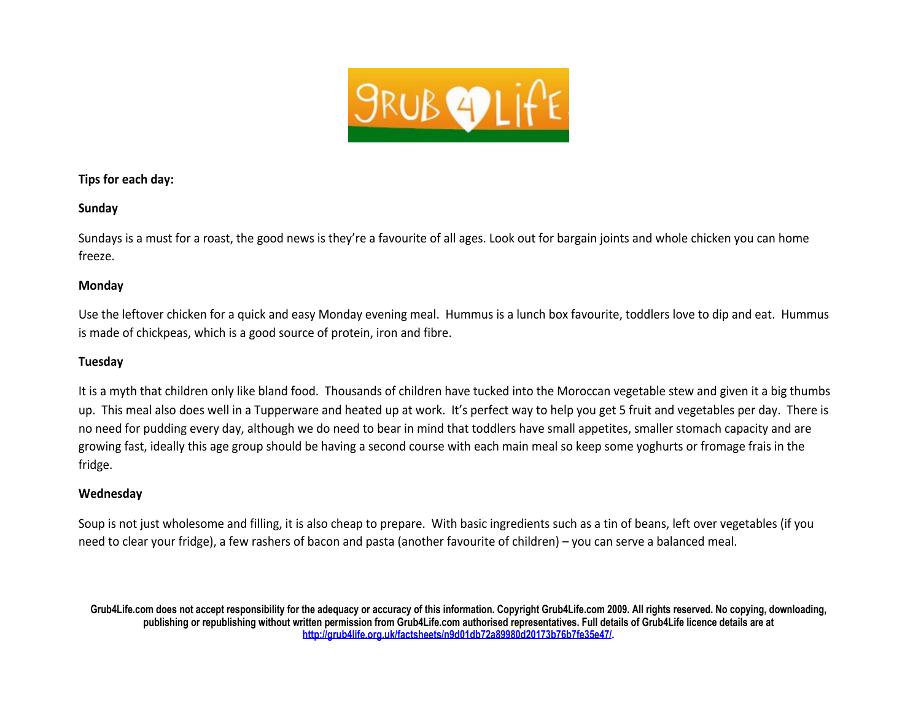**Tips for each day:**

**Sunday**

Sundays is a must for a roast, the good news is they're a favourite of all ages. Look out for bargain joints and whole chicken you can home freeze.

**Monday**

Use the leftover chicken for a quick and easy Monday evening meal. Hummus is a lunch box favourite, toddlers love to dip and eat. Hummus is made of chickpeas, which is a good source of protein, iron and fibre.

**Tuesday**

It is a myth that children only like bland food. Thousands of children have tucked into the Moroccan vegetable stew and given it a big thumbs up. This meal also does well in a Tupperware and heated up at work. It's perfect way to help you get 5 fruit and vegetables per day. There is no need for pudding every day, although we do need to bear in mind that toddlers have small appetites, smaller stomach capacity and are growing fast, ideally this age group should be having a second course with each main meal so keep some yoghurts or fromage frais in the fridge.

**Wednesday**

Soup is not just wholesome and filling, it is also cheap to prepare. With basic ingredients such as a tin of beans, left over vegetables (if you need to clear your fridge), a few rashers of bacon and pasta (another favourite of children) – you can serve a balanced meal.

**Grub4Life.com does not accept responsibility for the adequacy or accuracy of this information. Copyright Grub4Life.com 2009. All rights reserved. No copying, downloading, publishing or republishing without written permission from Grub4Life.com authorised representatives. Full details of Grub4Life licence details are at http://grub4life.org.uk/factsheets/n9d01db72a89980d20173b76b7fe35e47/.**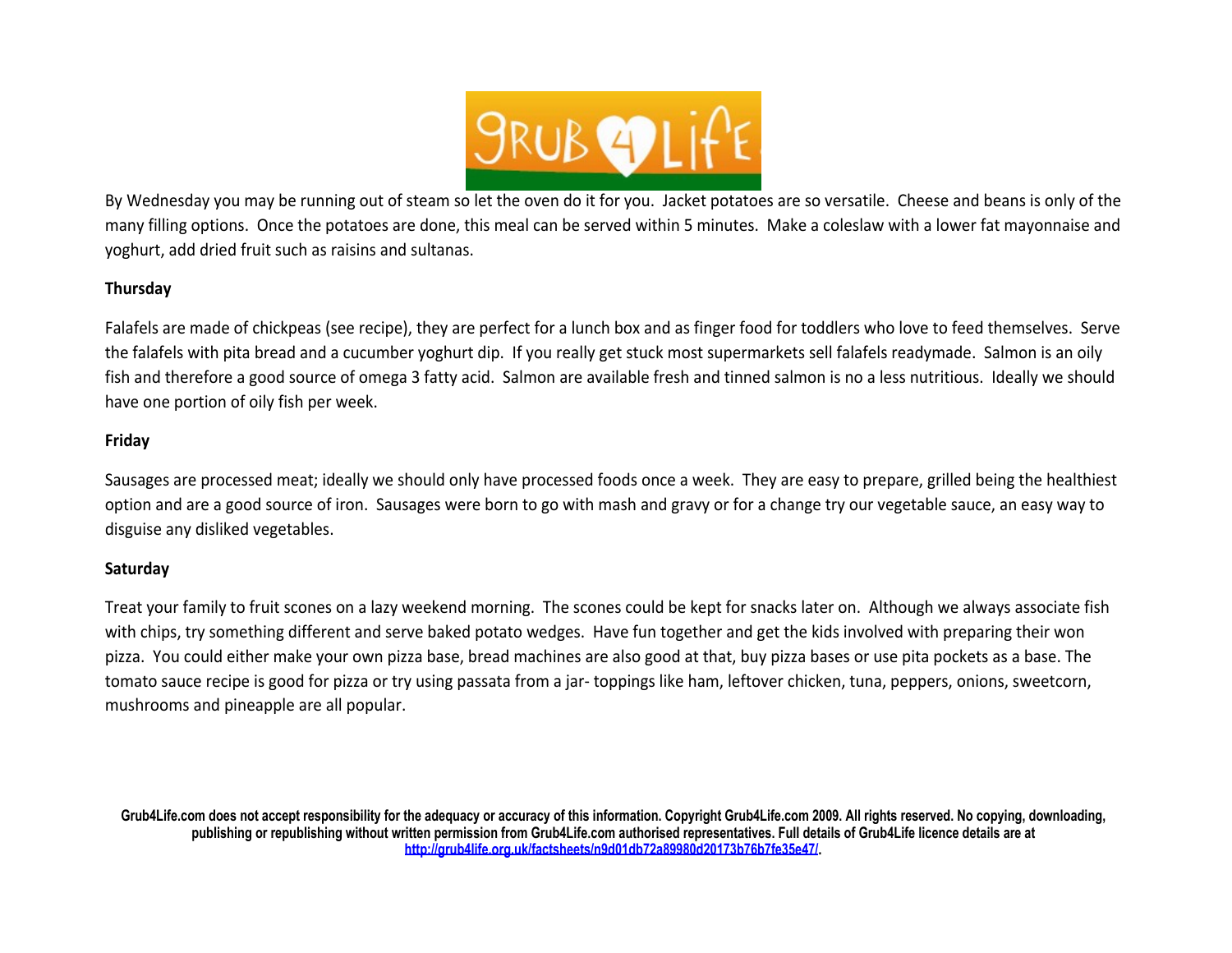By Wednesday you may be running out of steam so let the oven do it for you. Jacket potatoes are so versatile. Cheese and beans is only of the many filling options. Once the potatoes are done, this meal can be served within 5 minutes. Make a coleslaw with a lower fat mayonnaise and yoghurt, add dried fruit such as raisins and sultanas.

**Thursday**

Falafels are made of chickpeas (see recipe), they are perfect for a lunch box and as finger food for toddlers who love to feed themselves. Serve the falafels with pita bread and a cucumber yoghurt dip. If you really get stuck most supermarkets sell falafels readymade. Salmon is an oily fish and therefore a good source of omega 3 fatty acid. Salmon are available fresh and tinned salmon is no a less nutritious. Ideally we should have one portion of oily fish per week.

**Friday**

Sausages are processed meat; ideally we should only have processed foods once a week. They are easy to prepare, grilled being the healthiest option and are a good source of iron. Sausages were born to go with mash and gravy or for a change try our vegetable sauce, an easy way to disguise any disliked vegetables.

**Saturday**

Treat your family to fruit scones on a lazy weekend morning. The scones could be kept for snacks later on. Although we always associate fish with chips, try something different and serve baked potato wedges. Have fun together and get the kids involved with preparing their won pizza. You could either make your own pizza base, bread machines are also good at that, buy pizza bases or use pita pockets as a base. The tomato sauce recipe is good for pizza or try using passata from a jar- toppings like ham, leftover chicken, tuna, peppers, onions, sweetcorn, mushrooms and pineapple are all popular.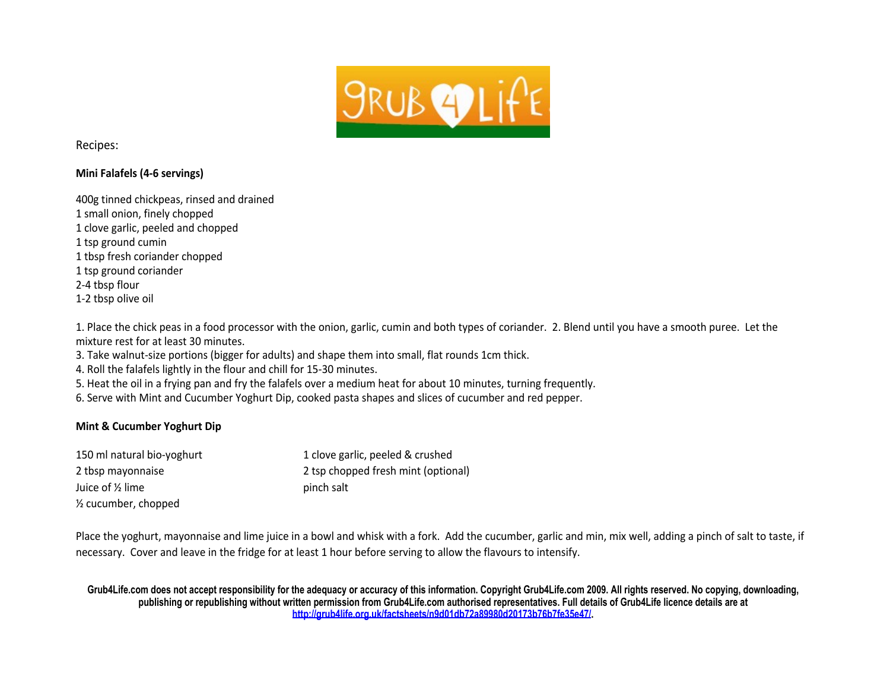Recipes:

**Mini Falafels (4-6 servings)**

400g tinned chickpeas, rinsed and drained
1 small onion, finely chopped
1 clove garlic, peeled and chopped
1 tsp ground cumin
1 tbsp fresh coriander chopped
1 tsp ground coriander
2-4 tbsp flour
1-2 tbsp olive oil

1. Place the chick peas in a food processor with the onion, garlic, cumin and both types of coriander. 2. Blend until you have a smooth puree. Let the mixture rest for at least 30 minutes.
3. Take walnut-size portions (bigger for adults) and shape them into small, flat rounds 1cm thick.
4. Roll the falafels lightly in the flour and chill for 15-30 minutes.
5. Heat the oil in a frying pan and fry the falafels over a medium heat for about 10 minutes, turning frequently.
6. Serve with Mint and Cucumber Yoghurt Dip, cooked pasta shapes and slices of cucumber and red pepper.

**Mint & Cucumber Yoghurt Dip**

150 ml natural bio-yoghurt
2 tbsp mayonnaise
Juice of ½ lime
½ cucumber, chopped
1 clove garlic, peeled & crushed
2 tsp chopped fresh mint (optional)
pinch salt

Place the yoghurt, mayonnaise and lime juice in a bowl and whisk with a fork. Add the cucumber, garlic and min, mix well, adding a pinch of salt to taste, if necessary. Cover and leave in the fridge for at least 1 hour before serving to allow the flavours to intensify.

**Grub4Life.com does not accept responsibility for the adequacy or accuracy of this information. Copyright Grub4Life.com 2009. All rights reserved. No copying, downloading, publishing or republishing without written permission from Grub4Life.com authorised representatives. Full details of Grub4Life licence details are at [http://grub4life.org.uk/factsheets/n9d01db72a89980d20173b76b7fe35e47/](http://grub4life.org.uk/factsheets/n9d01db72a89980d20173b76b7fe35e47/).**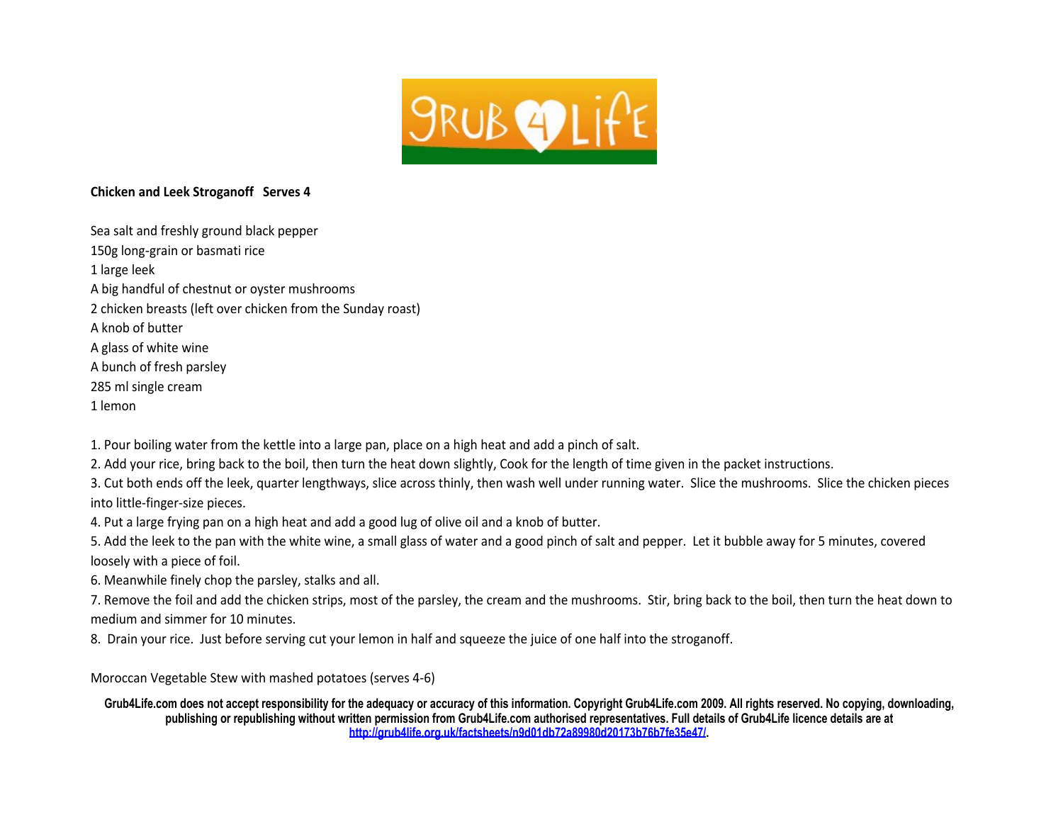**Chicken and Leek Stroganoff   Serves 4**

Sea salt and freshly ground black pepper  
150g long-grain or basmati rice  
1 large leek  
A big handful of chestnut or oyster mushrooms  
2 chicken breasts (left over chicken from the Sunday roast)  
A knob of butter  
A glass of white wine  
A bunch of fresh parsley  
285 ml single cream  
1 lemon

1. Pour boiling water from the kettle into a large pan, place on a high heat and add a pinch of salt.
2. Add your rice, bring back to the boil, then turn the heat down slightly, Cook for the length of time given in the packet instructions.
3. Cut both ends off the leek, quarter lengthways, slice across thinly, then wash well under running water. Slice the mushrooms. Slice the chicken pieces into little-finger-size pieces.
4. Put a large frying pan on a high heat and add a good lug of olive oil and a knob of butter.
5. Add the leek to the pan with the white wine, a small glass of water and a good pinch of salt and pepper. Let it bubble away for 5 minutes, covered loosely with a piece of foil.
6. Meanwhile finely chop the parsley, stalks and all.
7. Remove the foil and add the chicken strips, most of the parsley, the cream and the mushrooms. Stir, bring back to the boil, then turn the heat down to medium and simmer for 10 minutes.
8. Drain your rice. Just before serving cut your lemon in half and squeeze the juice of one half into the stroganoff.

Moroccan Vegetable Stew with mashed potatoes (serves 4-6)

**Grub4Life.com does not accept responsibility for the adequacy or accuracy of this information. Copyright Grub4Life.com 2009. All rights reserved. No copying, downloading, publishing or republishing without written permission from Grub4Life.com authorised representatives. Full details of Grub4Life licence details are at http://grub4life.org.uk/factsheets/n9d01db72a89980d20173b76b7fe35e47/.**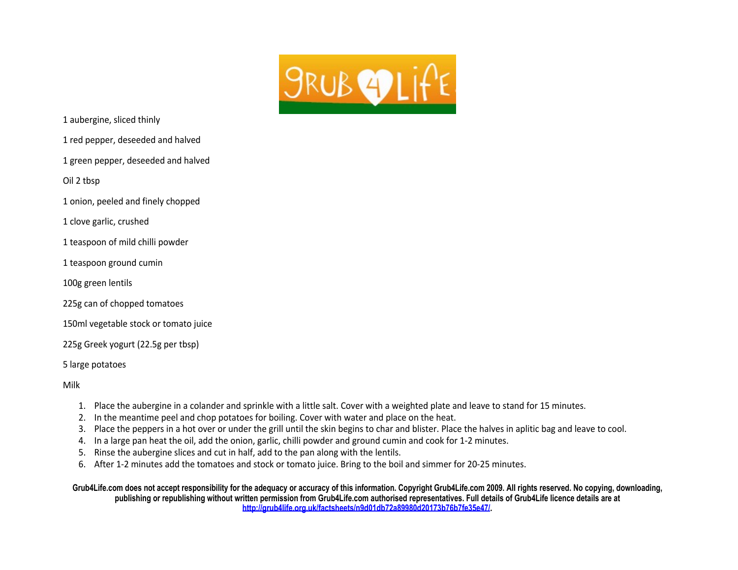1 aubergine, sliced thinly

1 red pepper, deseeded and halved

1 green pepper, deseeded and halved

Oil 2 tbsp

1 onion, peeled and finely chopped

1 clove garlic, crushed

1 teaspoon of mild chilli powder

1 teaspoon ground cumin

100g green lentils

225g can of chopped tomatoes

150ml vegetable stock or tomato juice

225g Greek yogurt (22.5g per tbsp)

5 large potatoes

Milk

1. Place the aubergine in a colander and sprinkle with a little salt. Cover with a weighted plate and leave to stand for 15 minutes.
2. In the meantime peel and chop potatoes for boiling. Cover with water and place on the heat.
3. Place the peppers in a hot over or under the grill until the skin begins to char and blister. Place the halves in aplitic bag and leave to cool.
4. In a large pan heat the oil, add the onion, garlic, chilli powder and ground cumin and cook for 1-2 minutes.
5. Rinse the aubergine slices and cut in half, add to the pan along with the lentils.
6. After 1-2 minutes add the tomatoes and stock or tomato juice. Bring to the boil and simmer for 20-25 minutes.

**Grub4Life.com does not accept responsibility for the adequacy or accuracy of this information. Copyright Grub4Life.com 2009. All rights reserved. No copying, downloading, publishing or republishing without written permission from Grub4Life.com authorised representatives. Full details of Grub4Life licence details are at http://grub4life.org.uk/factsheets/n9d01db72a89980d20173b76b7fe35e47/.**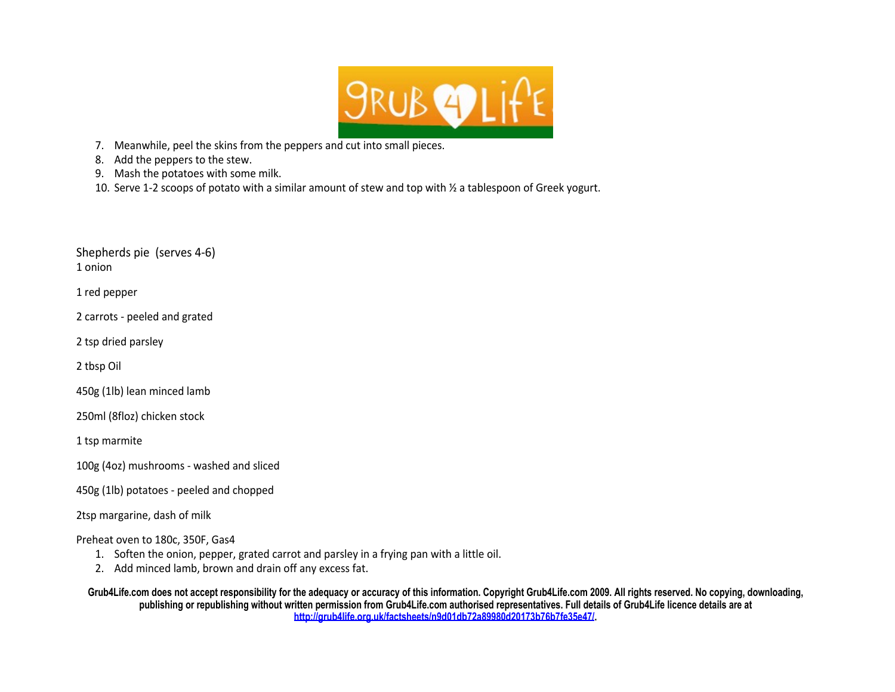7. Meanwhile, peel the skins from the peppers and cut into small pieces.
8. Add the peppers to the stew.
9. Mash the potatoes with some milk.
10. Serve 1-2 scoops of potato with a similar amount of stew and top with ½ a tablespoon of Greek yogurt.

Shepherds pie (serves 4-6)

1 onion

1 red pepper

2 carrots - peeled and grated

2 tsp dried parsley

2 tbsp Oil

450g (1lb) lean minced lamb

250ml (8floz) chicken stock

1 tsp marmite

100g (4oz) mushrooms - washed and sliced

450g (1lb) potatoes - peeled and chopped

2tsp margarine, dash of milk

Preheat oven to 180c, 350F, Gas4

1. Soften the onion, pepper, grated carrot and parsley in a frying pan with a little oil.
2. Add minced lamb, brown and drain off any excess fat.

**Grub4Life.com does not accept responsibility for the adequacy or accuracy of this information. Copyright Grub4Life.com 2009. All rights reserved. No copying, downloading, publishing or republishing without written permission from Grub4Life.com authorised representatives. Full details of Grub4Life licence details are at http://grub4life.org.uk/factsheets/n9d01db72a89980d20173b76b7fe35e47/.**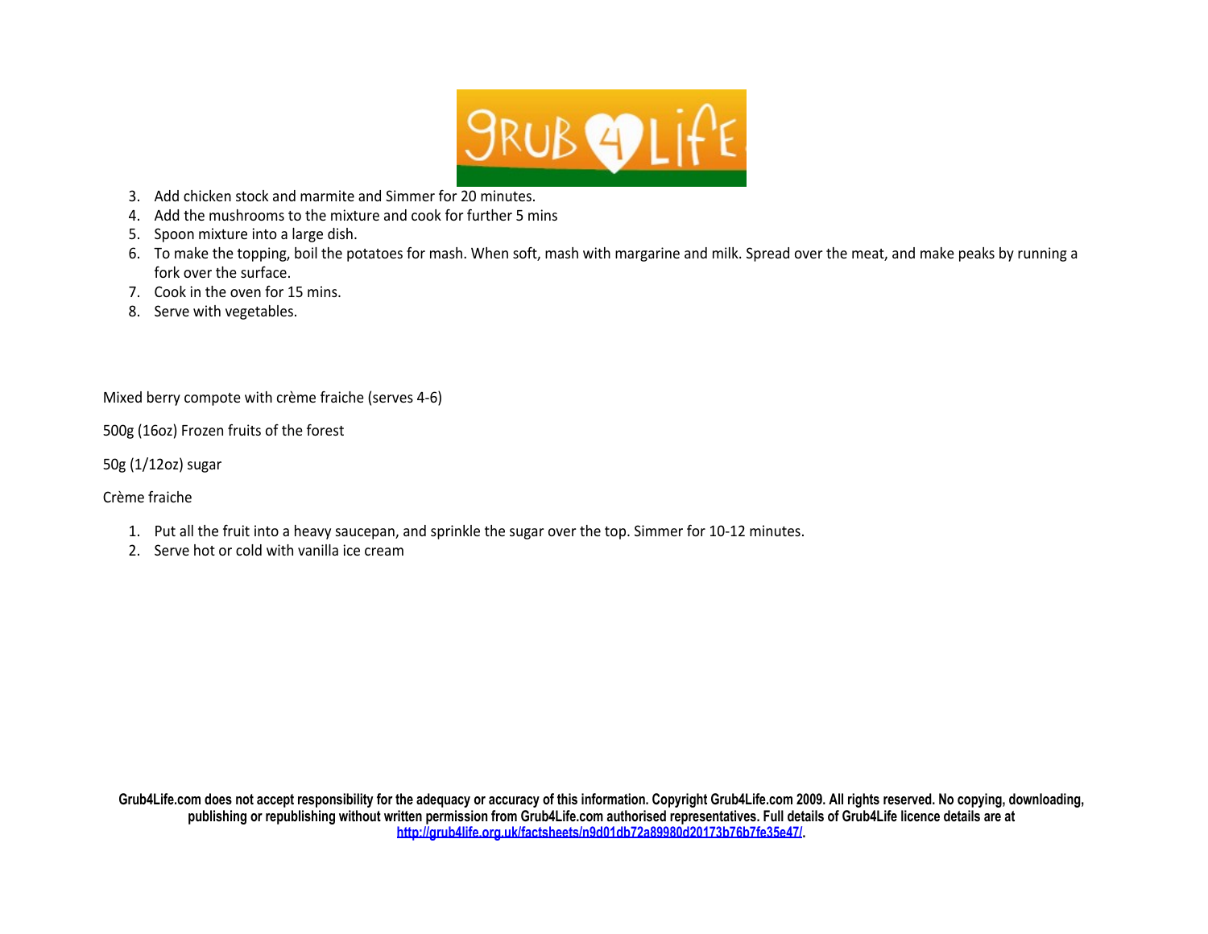3. Add chicken stock and marmite and Simmer for 20 minutes.
4. Add the mushrooms to the mixture and cook for further 5 mins
5. Spoon mixture into a large dish.
6. To make the topping, boil the potatoes for mash. When soft, mash with margarine and milk. Spread over the meat, and make peaks by running a fork over the surface.
7. Cook in the oven for 15 mins.
8. Serve with vegetables.

Mixed berry compote with crème fraiche (serves 4-6)

500g (16oz) Frozen fruits of the forest

50g (1/12oz) sugar

Crème fraiche

1. Put all the fruit into a heavy saucepan, and sprinkle the sugar over the top. Simmer for 10-12 minutes.
2. Serve hot or cold with vanilla ice cream

**Grub4Life.com does not accept responsibility for the adequacy or accuracy of this information. Copyright Grub4Life.com 2009. All rights reserved. No copying, downloading, publishing or republishing without written permission from Grub4Life.com authorised representatives. Full details of Grub4Life licence details are at http://grub4life.org.uk/factsheets/n9d01db72a89980d20173b76b7fe35e47/.**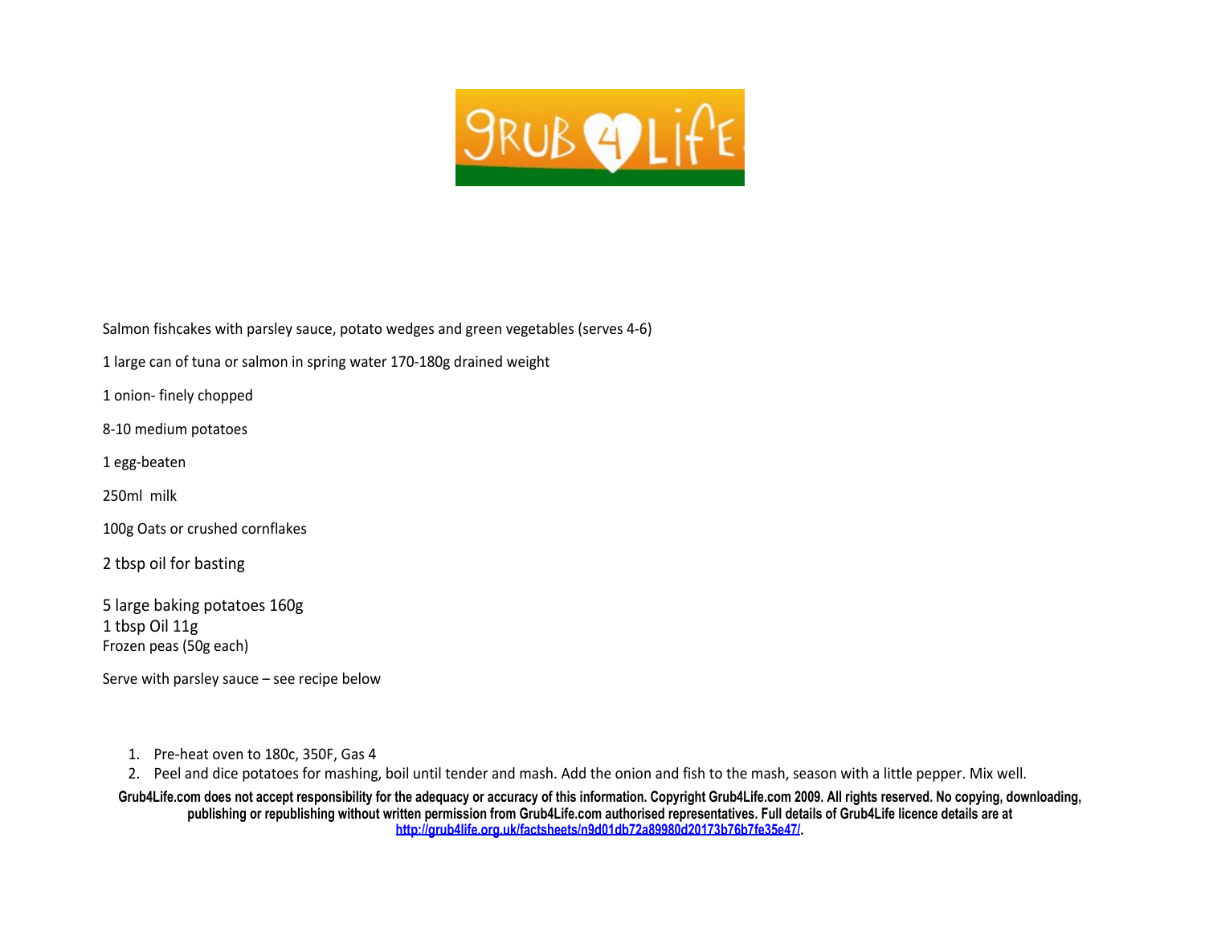Salmon fishcakes with parsley sauce, potato wedges and green vegetables (serves 4-6)

1 large can of tuna or salmon in spring water 170-180g drained weight

1 onion- finely chopped

8-10 medium potatoes

1 egg-beaten

250ml milk

100g Oats or crushed cornflakes

2 tbsp oil for basting

5 large baking potatoes 160g
1 tbsp Oil 11g
Frozen peas (50g each)

Serve with parsley sauce – see recipe below

1. Pre-heat oven to 180c, 350F, Gas 4
2. Peel and dice potatoes for mashing, boil until tender and mash. Add the onion and fish to the mash, season with a little pepper. Mix well.

**Grub4Life.com does not accept responsibility for the adequacy or accuracy of this information. Copyright Grub4Life.com 2009. All rights reserved. No copying, downloading, publishing or republishing without written permission from Grub4Life.com authorised representatives. Full details of Grub4Life licence details are at http://grub4life.org.uk/factsheets/n9d01db72a89980d20173b76b7fe35e47/.**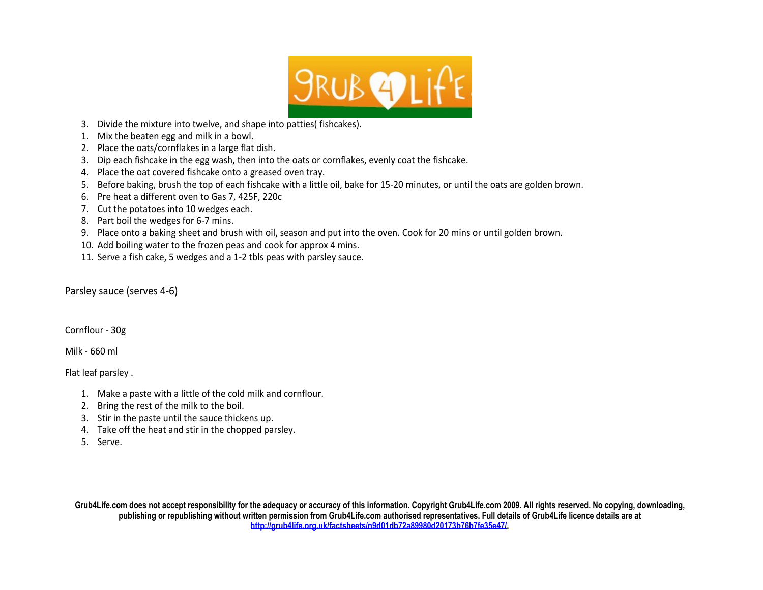3. Divide the mixture into twelve, and shape into patties( fishcakes).

1. Mix the beaten egg and milk in a bowl.
2. Place the oats/cornflakes in a large flat dish.
3. Dip each fishcake in the egg wash, then into the oats or cornflakes, evenly coat the fishcake.
4. Place the oat covered fishcake onto a greased oven tray.
5. Before baking, brush the top of each fishcake with a little oil, bake for 15-20 minutes, or until the oats are golden brown.
6. Pre heat a different oven to Gas 7, 425F, 220c
7. Cut the potatoes into 10 wedges each.
8. Part boil the wedges for 6-7 mins.
9. Place onto a baking sheet and brush with oil, season and put into the oven. Cook for 20 mins or until golden brown.
10. Add boiling water to the frozen peas and cook for approx 4 mins.
11. Serve a fish cake, 5 wedges and a 1-2 tbls peas with parsley sauce.

Parsley sauce (serves 4-6)

Cornflour - 30g

Milk - 660 ml

Flat leaf parsley .

1. Make a paste with a little of the cold milk and cornflour.
2. Bring the rest of the milk to the boil.
3. Stir in the paste until the sauce thickens up.
4. Take off the heat and stir in the chopped parsley.
5. Serve.

**Grub4Life.com does not accept responsibility for the adequacy or accuracy of this information. Copyright Grub4Life.com 2009. All rights reserved. No copying, downloading, publishing or republishing without written permission from Grub4Life.com authorised representatives. Full details of Grub4Life licence details are at [http://grub4life.org.uk/factsheets/n9d01db72a89980d20173b76b7fe35e47/](http://grub4life.org.uk/factsheets/n9d01db72a89980d20173b76b7fe35e47/).**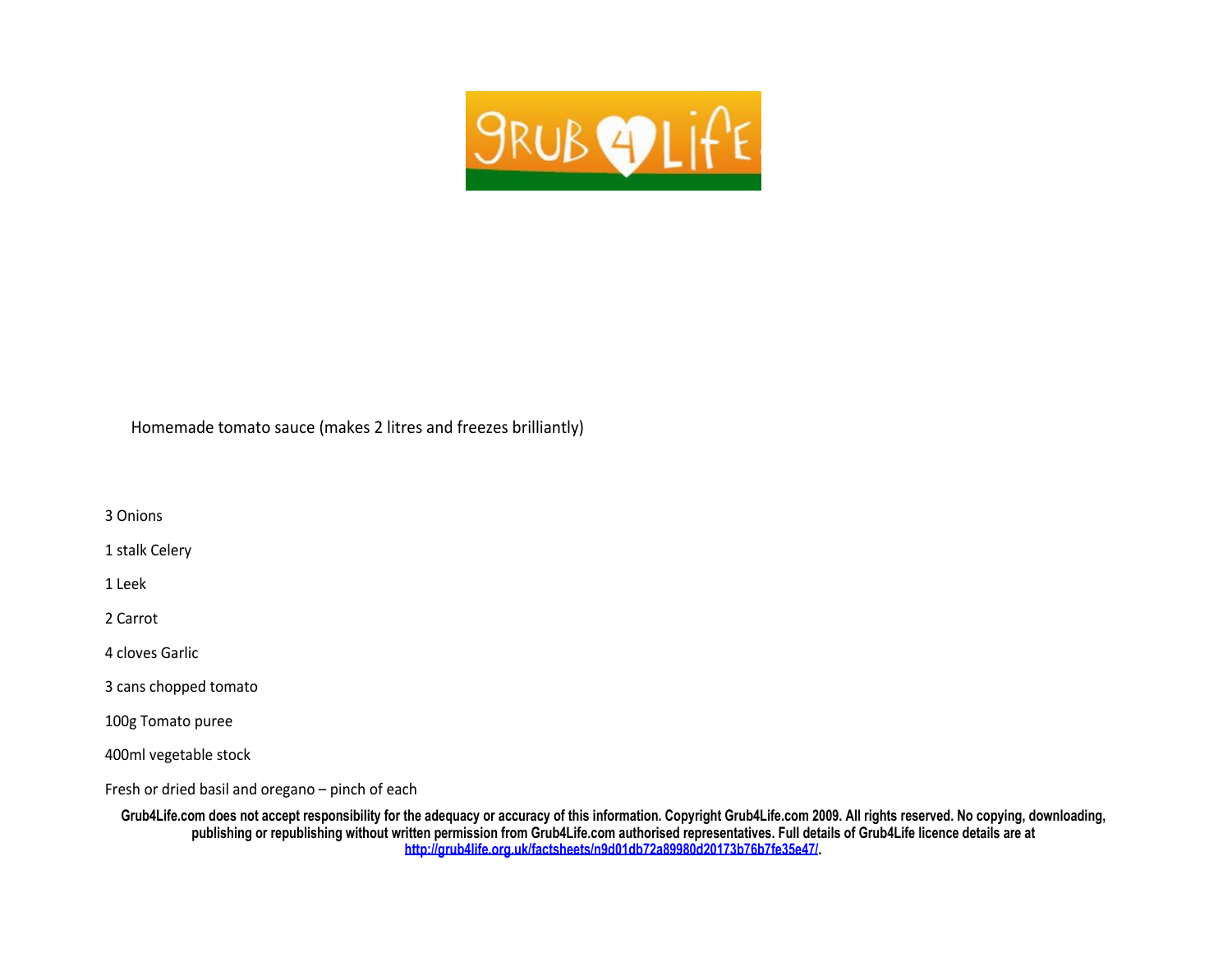Homemade tomato sauce (makes 2 litres and freezes brilliantly)

3 Onions

1 stalk Celery

1 Leek

2 Carrot

4 cloves Garlic

3 cans chopped tomato

100g Tomato puree

400ml vegetable stock

Fresh or dried basil and oregano – pinch of each

**Grub4Life.com does not accept responsibility for the adequacy or accuracy of this information. Copyright Grub4Life.com 2009. All rights reserved. No copying, downloading, publishing or republishing without written permission from Grub4Life.com authorised representatives. Full details of Grub4Life licence details are at [http://grub4life.org.uk/factsheets/n9d01db72a89980d20173b76b7fe35e47/](http://grub4life.org.uk/factsheets/n9d01db72a89980d20173b76b7fe35e47/).**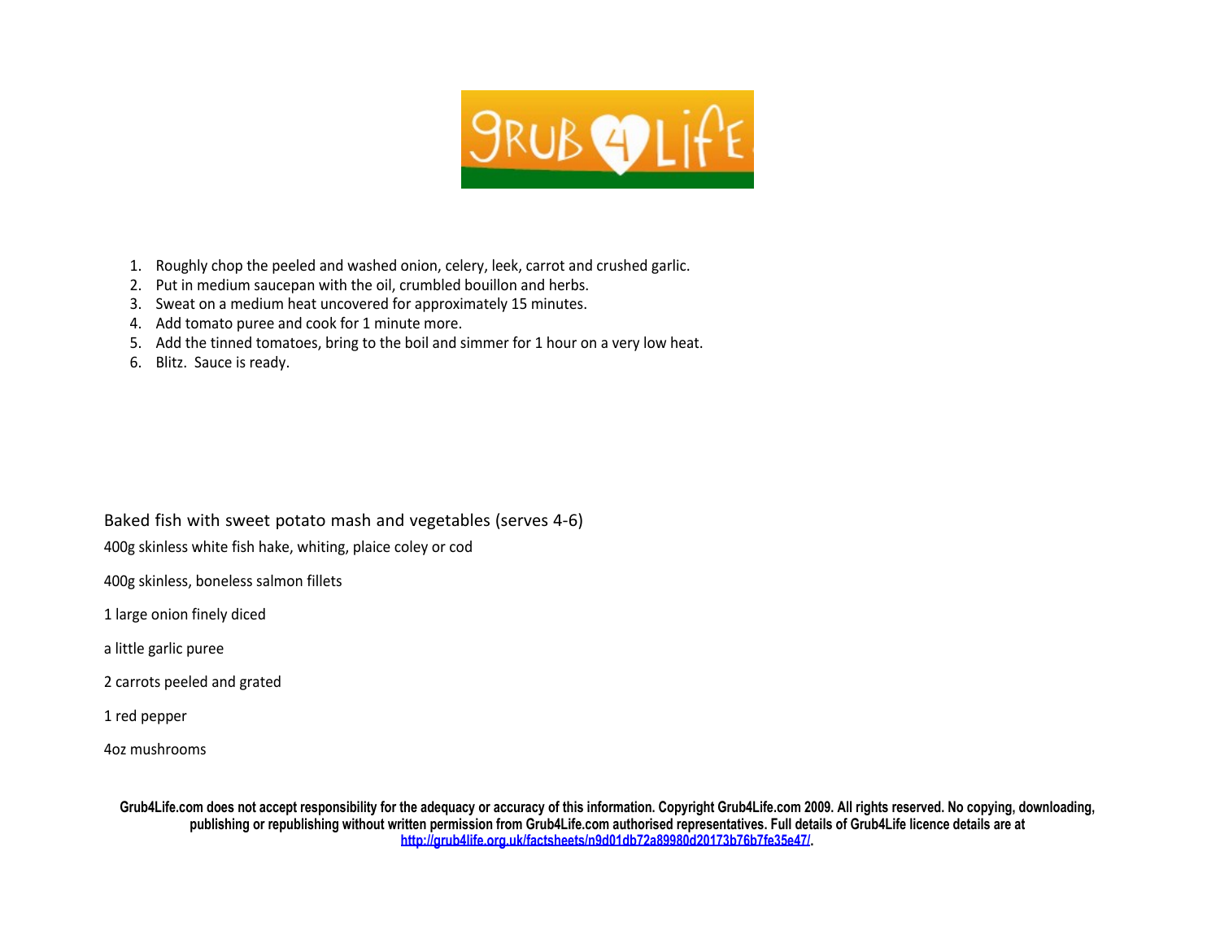1. Roughly chop the peeled and washed onion, celery, leek, carrot and crushed garlic.
2. Put in medium saucepan with the oil, crumbled bouillon and herbs.
3. Sweat on a medium heat uncovered for approximately 15 minutes.
4. Add tomato puree and cook for 1 minute more.
5. Add the tinned tomatoes, bring to the boil and simmer for 1 hour on a very low heat.
6. Blitz. Sauce is ready.

## Baked fish with sweet potato mash and vegetables (serves 4-6)

400g skinless white fish hake, whiting, plaice coley or cod

400g skinless, boneless salmon fillets

1 large onion finely diced

a little garlic puree

2 carrots peeled and grated

1 red pepper

4oz mushrooms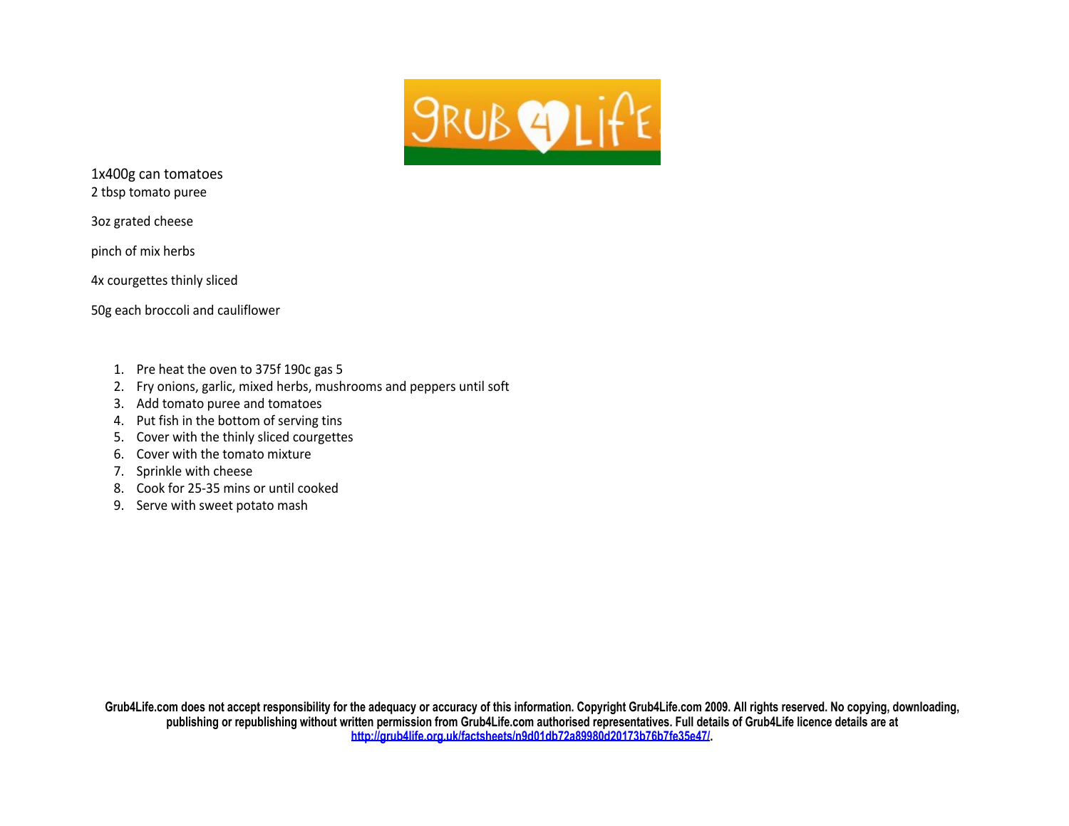1x400g can tomatoes

2 tbsp tomato puree

3oz grated cheese

pinch of mix herbs

4x courgettes thinly sliced

50g each broccoli and cauliflower

1. Pre heat the oven to 375f 190c gas 5
2. Fry onions, garlic, mixed herbs, mushrooms and peppers until soft
3. Add tomato puree and tomatoes
4. Put fish in the bottom of serving tins
5. Cover with the thinly sliced courgettes
6. Cover with the tomato mixture
7. Sprinkle with cheese
8. Cook for 25-35 mins or until cooked
9. Serve with sweet potato mash

**Grub4Life.com does not accept responsibility for the adequacy or accuracy of this information. Copyright Grub4Life.com 2009. All rights reserved. No copying, downloading, publishing or republishing without written permission from Grub4Life.com authorised representatives. Full details of Grub4Life licence details are at [http://grub4life.org.uk/factsheets/n9d01db72a89980d20173b76b7fe35e47/](http://grub4life.org.uk/factsheets/n9d01db72a89980d20173b76b7fe35e47/).**